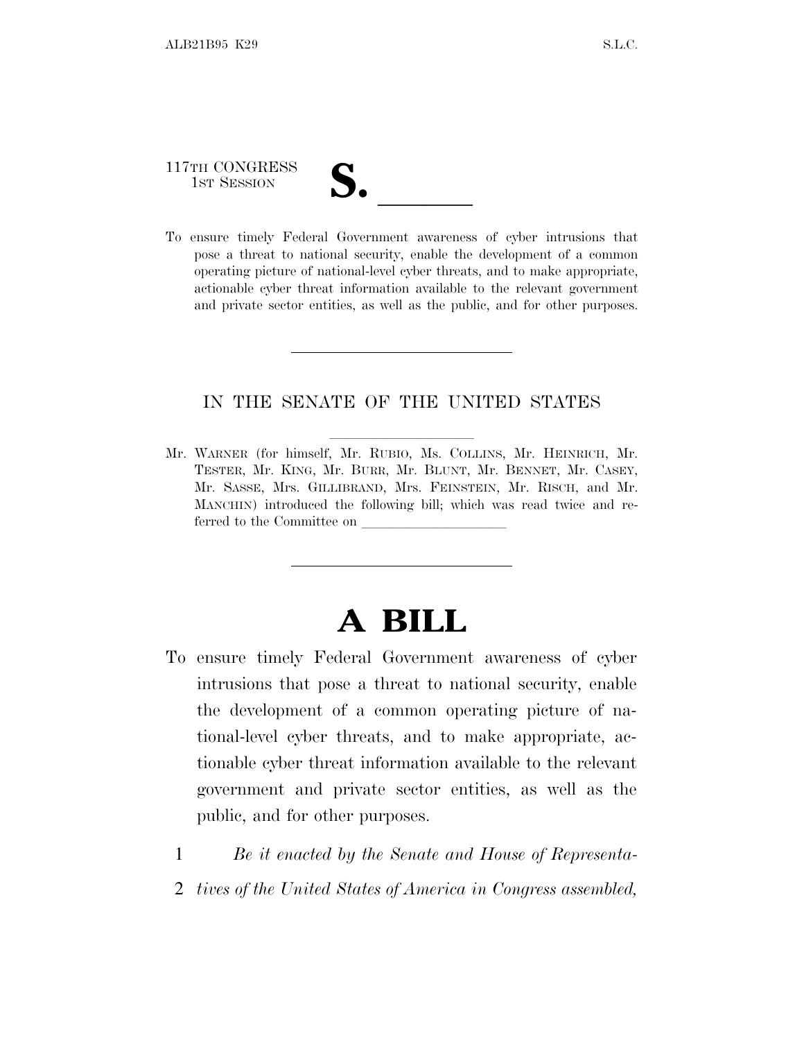117TH CONGRESS
1ST SESSION

# S. \_\_\_\_\_\_

To ensure timely Federal Government awareness of cyber intrusions that pose a threat to national security, enable the development of a common operating picture of national-level cyber threats, and to make appropriate, actionable cyber threat information available to the relevant government and private sector entities, as well as the public, and for other purposes.

---

IN THE SENATE OF THE UNITED STATES

Mr. WARNER (for himself, Mr. RUBIO, Ms. COLLINS, Mr. HEINRICH, Mr. TESTER, Mr. KING, Mr. BURR, Mr. BLUNT, Mr. BENNET, Mr. CASEY, Mr. SASSE, Mrs. GILLIBRAND, Mrs. FEINSTEIN, Mr. RISCH, and Mr. MANCHIN) introduced the following bill; which was read twice and referred to the Committee on \_\_\_\_\_\_\_\_\_\_\_\_\_\_\_\_\_\_\_\_

---

# A BILL

To ensure timely Federal Government awareness of cyber intrusions that pose a threat to national security, enable the development of a common operating picture of national-level cyber threats, and to make appropriate, actionable cyber threat information available to the relevant government and private sector entities, as well as the public, and for other purposes.

1 *Be it enacted by the Senate and House of Representa-*
2 *tives of the United States of America in Congress assembled,*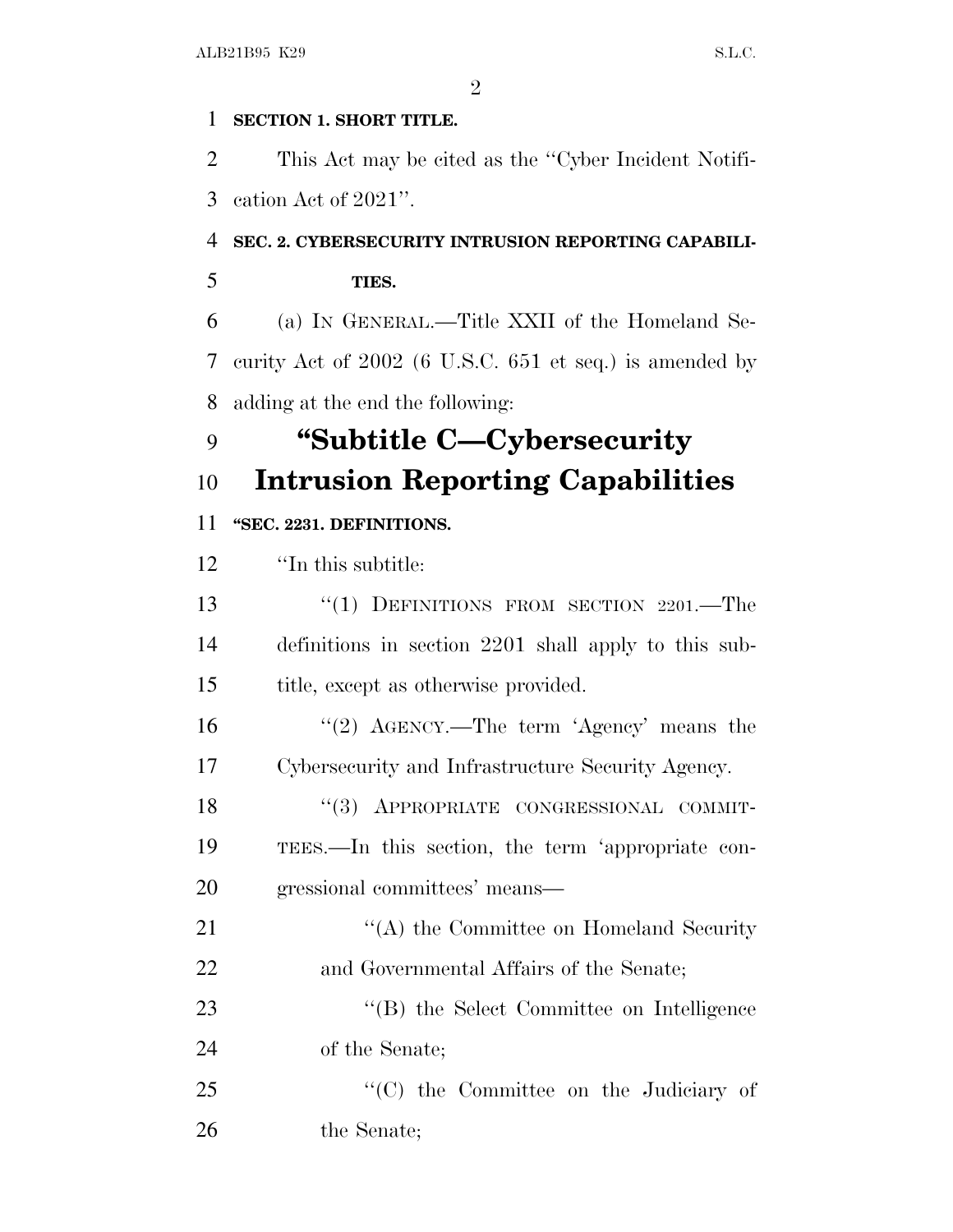**SECTION 1. SHORT TITLE.**

This Act may be cited as the ''Cyber Incident Notification Act of 2021''.

**SEC. 2. CYBERSECURITY INTRUSION REPORTING CAPABILITIES.**

(a) IN GENERAL.—Title XXII of the Homeland Security Act of 2002 (6 U.S.C. 651 et seq.) is amended by adding at the end the following:

# ''Subtitle C—Cybersecurity Intrusion Reporting Capabilities

**''SEC. 2231. DEFINITIONS.**

''In this subtitle:

''(1) DEFINITIONS FROM SECTION 2201.—The definitions in section 2201 shall apply to this subtitle, except as otherwise provided.

''(2) AGENCY.—The term 'Agency' means the Cybersecurity and Infrastructure Security Agency.

''(3) APPROPRIATE CONGRESSIONAL COMMITTEES.—In this section, the term 'appropriate congressional committees' means—

''(A) the Committee on Homeland Security and Governmental Affairs of the Senate;

''(B) the Select Committee on Intelligence of the Senate;

''(C) the Committee on the Judiciary of the Senate;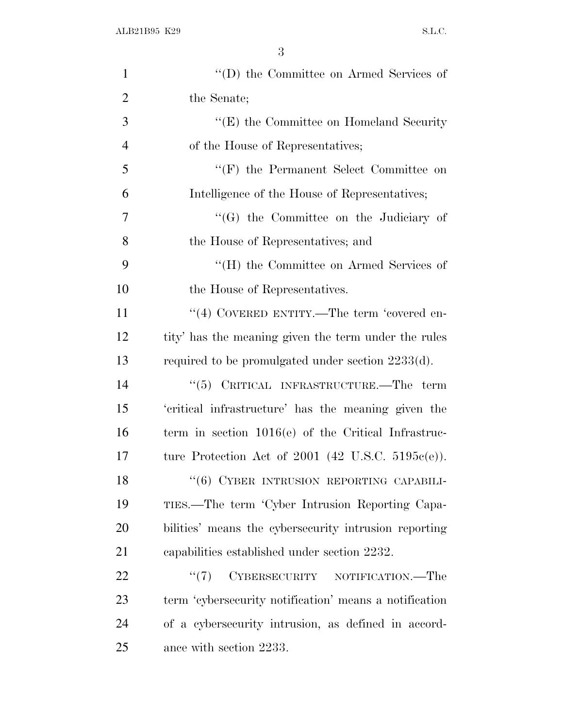''(D) the Committee on Armed Services of the Senate;

''(E) the Committee on Homeland Security of the House of Representatives;

''(F) the Permanent Select Committee on Intelligence of the House of Representatives;

''(G) the Committee on the Judiciary of the House of Representatives; and

''(H) the Committee on Armed Services of the House of Representatives.

''(4) COVERED ENTITY.—The term 'covered entity' has the meaning given the term under the rules required to be promulgated under section 2233(d).

''(5) CRITICAL INFRASTRUCTURE.—The term 'critical infrastructure' has the meaning given the term in section 1016(e) of the Critical Infrastructure Protection Act of 2001 (42 U.S.C. 5195c(e)).

''(6) CYBER INTRUSION REPORTING CAPABILITIES.—The term 'Cyber Intrusion Reporting Capabilities' means the cybersecurity intrusion reporting capabilities established under section 2232.

''(7) CYBERSECURITY NOTIFICATION.—The term 'cybersecurity notification' means a notification of a cybersecurity intrusion, as defined in accordance with section 2233.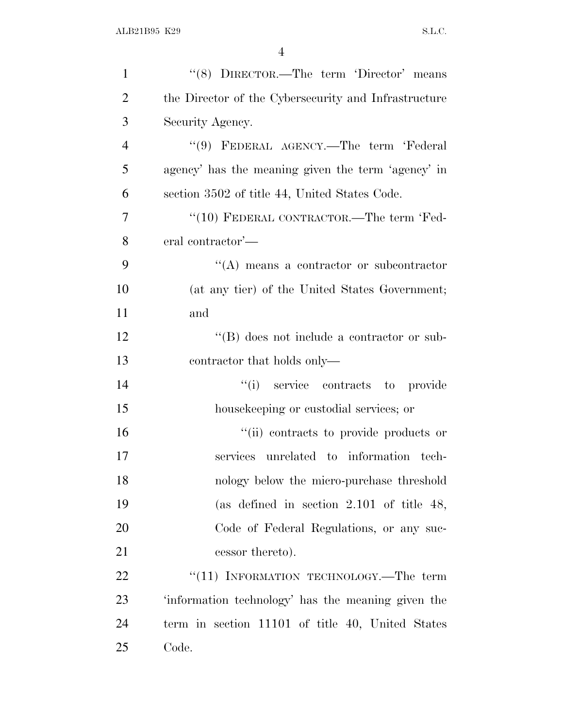''(8) DIRECTOR.—The term 'Director' means the Director of the Cybersecurity and Infrastructure Security Agency.

''(9) FEDERAL AGENCY.—The term 'Federal agency' has the meaning given the term 'agency' in section 3502 of title 44, United States Code.

''(10) FEDERAL CONTRACTOR.—The term 'Federal contractor'—

''(A) means a contractor or subcontractor (at any tier) of the United States Government; and

''(B) does not include a contractor or subcontractor that holds only—

''(i) service contracts to provide housekeeping or custodial services; or

''(ii) contracts to provide products or services unrelated to information technology below the micro-purchase threshold (as defined in section 2.101 of title 48, Code of Federal Regulations, or any successor thereto).

''(11) INFORMATION TECHNOLOGY.—The term 'information technology' has the meaning given the term in section 11101 of title 40, United States Code.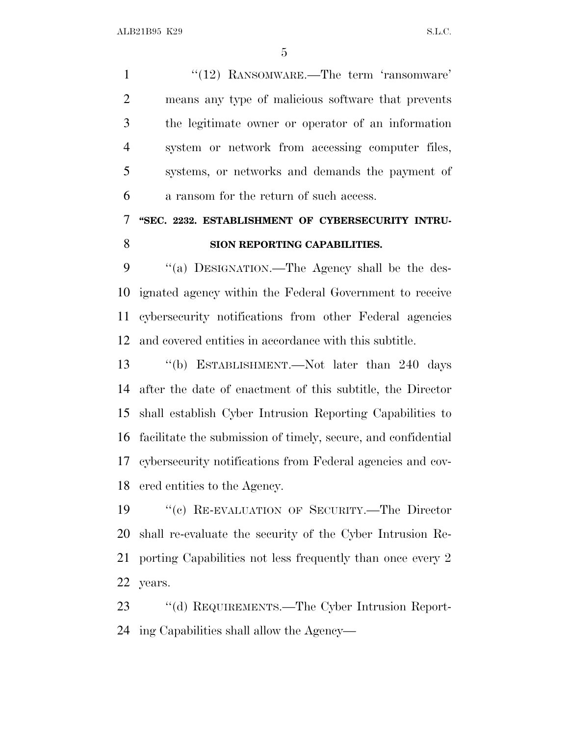"(12) RANSOMWARE.—The term 'ransomware' means any type of malicious software that prevents the legitimate owner or operator of an information system or network from accessing computer files, systems, or networks and demands the payment of a ransom for the return of such access.

**"SEC. 2232. ESTABLISHMENT OF CYBERSECURITY INTRUSION REPORTING CAPABILITIES.**

"(a) DESIGNATION.—The Agency shall be the designated agency within the Federal Government to receive cybersecurity notifications from other Federal agencies and covered entities in accordance with this subtitle.

"(b) ESTABLISHMENT.—Not later than 240 days after the date of enactment of this subtitle, the Director shall establish Cyber Intrusion Reporting Capabilities to facilitate the submission of timely, secure, and confidential cybersecurity notifications from Federal agencies and covered entities to the Agency.

"(c) RE-EVALUATION OF SECURITY.—The Director shall re-evaluate the security of the Cyber Intrusion Reporting Capabilities not less frequently than once every 2 years.

"(d) REQUIREMENTS.—The Cyber Intrusion Reporting Capabilities shall allow the Agency—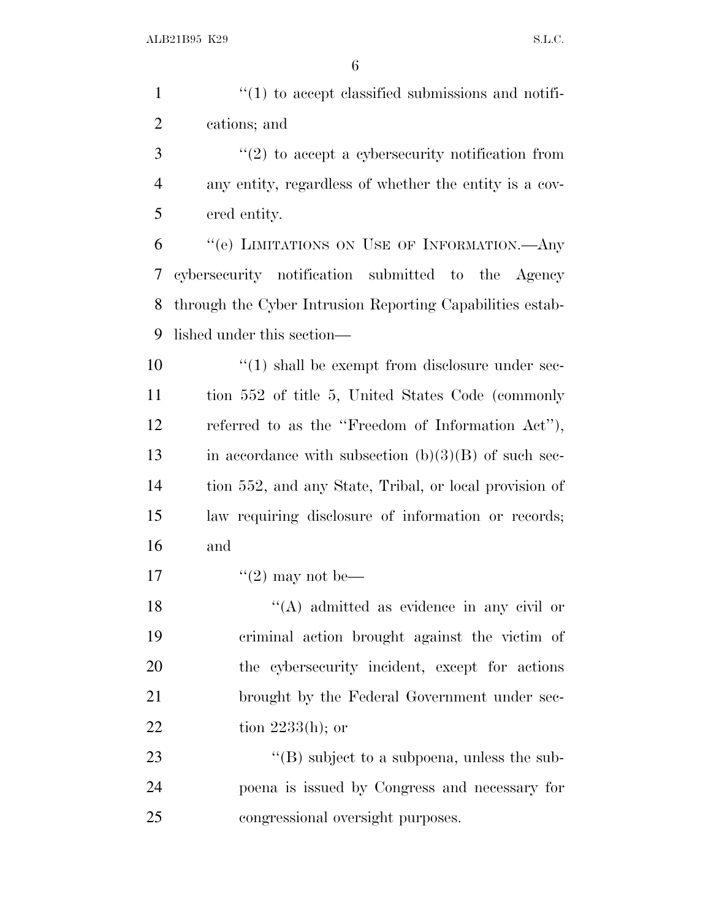"(1) to accept classified submissions and notifications; and

"(2) to accept a cybersecurity notification from any entity, regardless of whether the entity is a covered entity.

"(e) LIMITATIONS ON USE OF INFORMATION.—Any cybersecurity notification submitted to the Agency through the Cyber Intrusion Reporting Capabilities established under this section—

"(1) shall be exempt from disclosure under section 552 of title 5, United States Code (commonly referred to as the "Freedom of Information Act"), in accordance with subsection (b)(3)(B) of such section 552, and any State, Tribal, or local provision of law requiring disclosure of information or records; and

"(2) may not be—

"(A) admitted as evidence in any civil or criminal action brought against the victim of the cybersecurity incident, except for actions brought by the Federal Government under section 2233(h); or

"(B) subject to a subpoena, unless the subpoena is issued by Congress and necessary for congressional oversight purposes.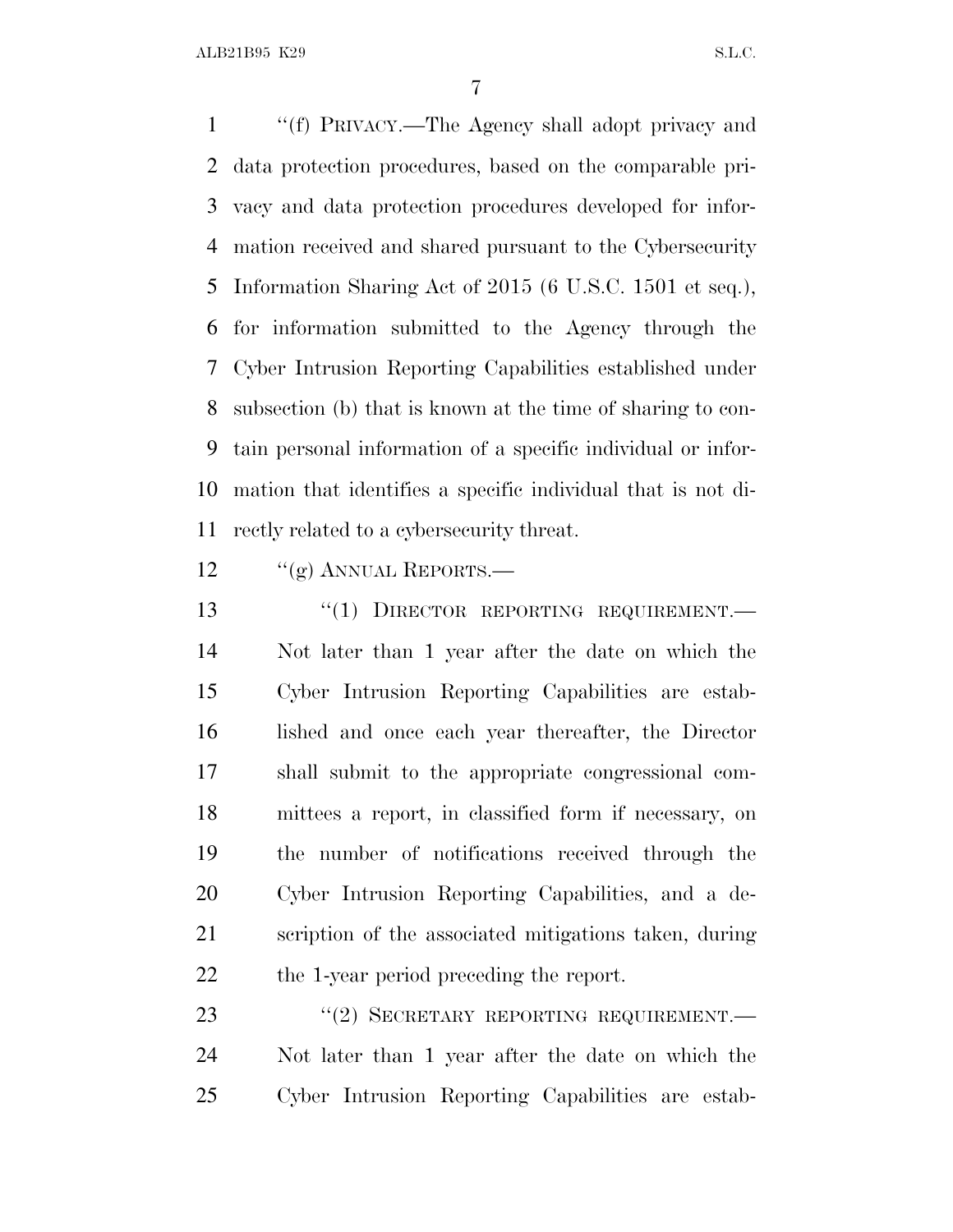''(f) PRIVACY.—The Agency shall adopt privacy and data protection procedures, based on the comparable privacy and data protection procedures developed for information received and shared pursuant to the Cybersecurity Information Sharing Act of 2015 (6 U.S.C. 1501 et seq.), for information submitted to the Agency through the Cyber Intrusion Reporting Capabilities established under subsection (b) that is known at the time of sharing to contain personal information of a specific individual or information that identifies a specific individual that is not directly related to a cybersecurity threat.

''(g) ANNUAL REPORTS.—

''(1) DIRECTOR REPORTING REQUIREMENT.— Not later than 1 year after the date on which the Cyber Intrusion Reporting Capabilities are established and once each year thereafter, the Director shall submit to the appropriate congressional committees a report, in classified form if necessary, on the number of notifications received through the Cyber Intrusion Reporting Capabilities, and a description of the associated mitigations taken, during the 1-year period preceding the report.

''(2) SECRETARY REPORTING REQUIREMENT.— Not later than 1 year after the date on which the Cyber Intrusion Reporting Capabilities are estab-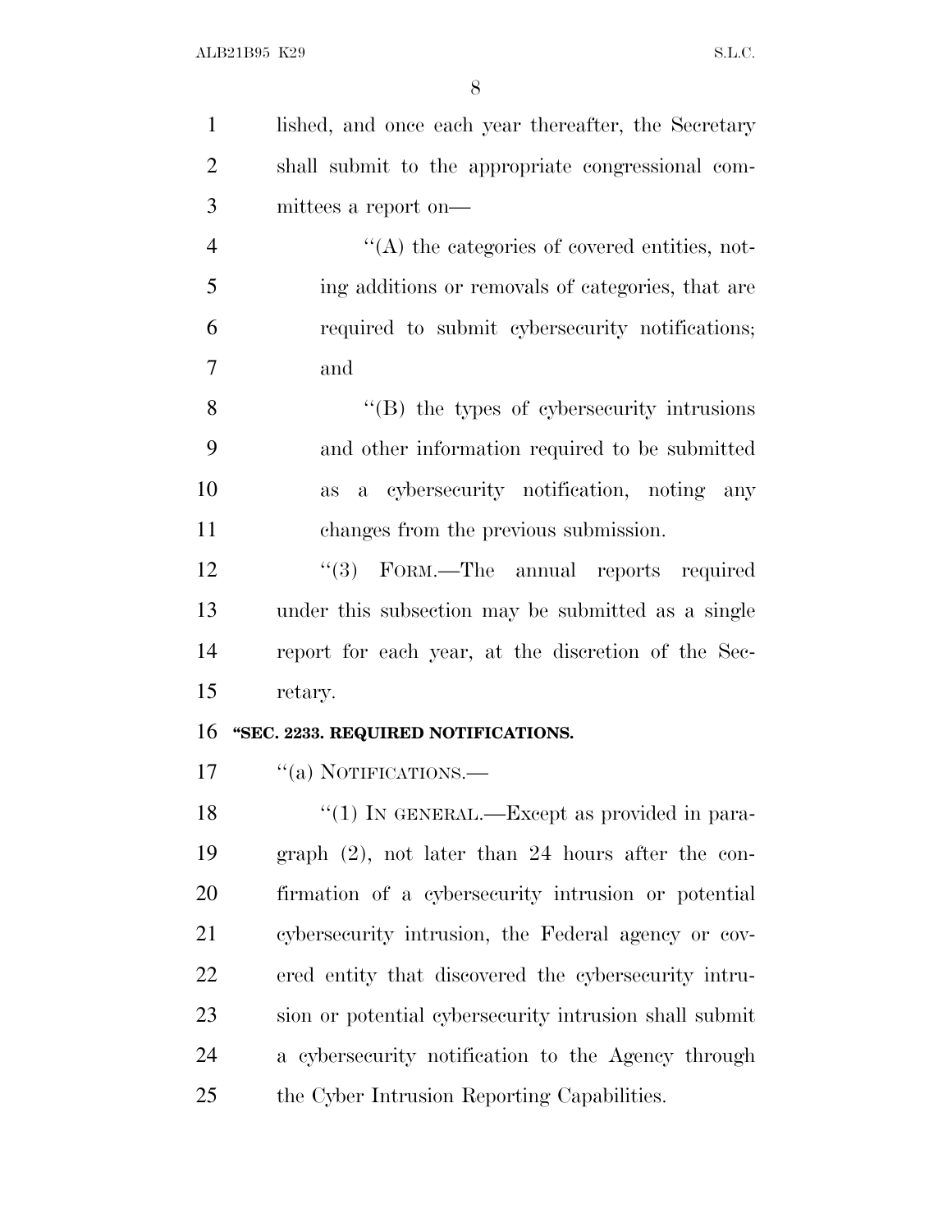lished, and once each year thereafter, the Secretary shall submit to the appropriate congressional committees a report on—

''(A) the categories of covered entities, noting additions or removals of categories, that are required to submit cybersecurity notifications; and

''(B) the types of cybersecurity intrusions and other information required to be submitted as a cybersecurity notification, noting any changes from the previous submission.

''(3) FORM.—The annual reports required under this subsection may be submitted as a single report for each year, at the discretion of the Secretary.

**''SEC. 2233. REQUIRED NOTIFICATIONS.**

''(a) NOTIFICATIONS.—

''(1) IN GENERAL.—Except as provided in paragraph (2), not later than 24 hours after the confirmation of a cybersecurity intrusion or potential cybersecurity intrusion, the Federal agency or covered entity that discovered the cybersecurity intrusion or potential cybersecurity intrusion shall submit a cybersecurity notification to the Agency through the Cyber Intrusion Reporting Capabilities.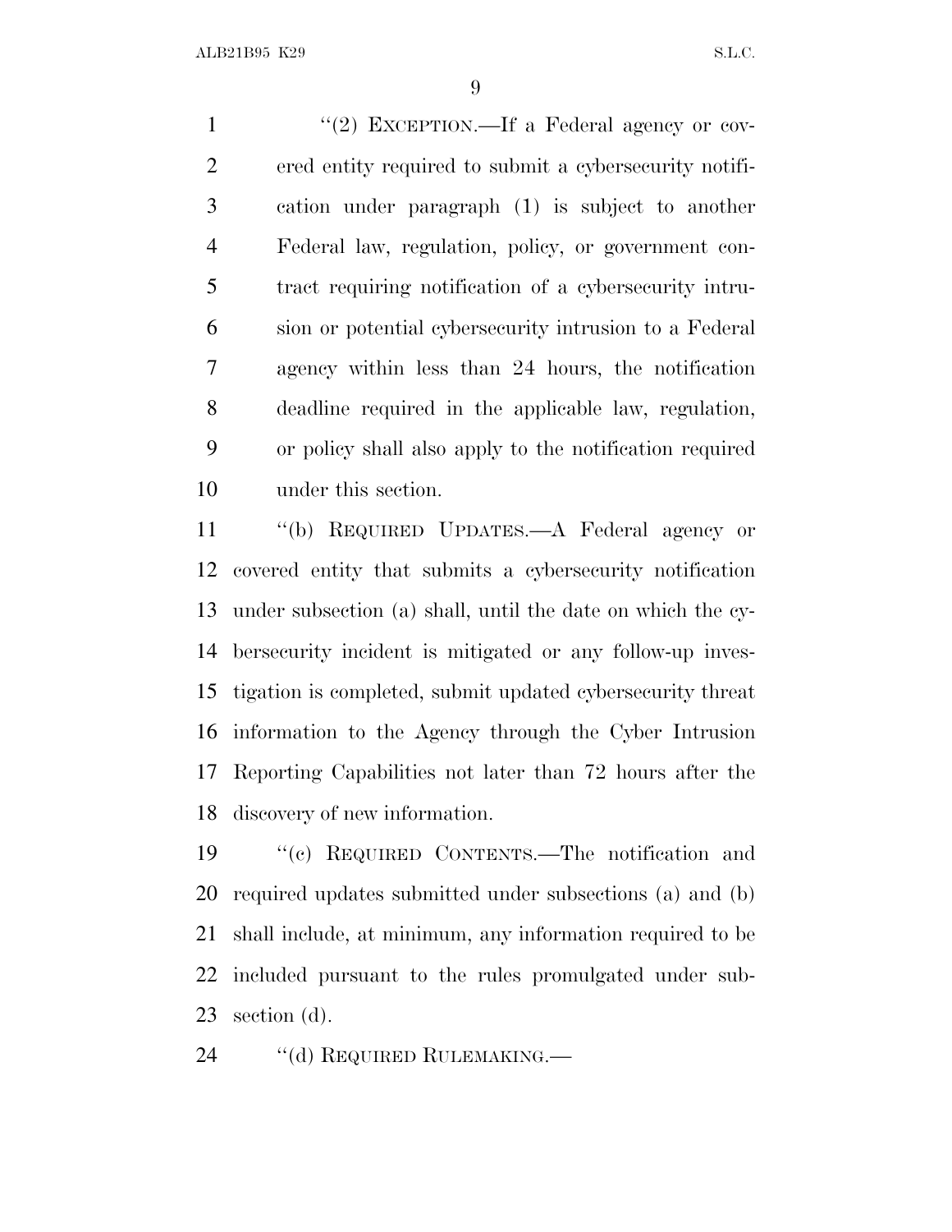"(2) EXCEPTION.—If a Federal agency or covered entity required to submit a cybersecurity notification under paragraph (1) is subject to another Federal law, regulation, policy, or government contract requiring notification of a cybersecurity intrusion or potential cybersecurity intrusion to a Federal agency within less than 24 hours, the notification deadline required in the applicable law, regulation, or policy shall also apply to the notification required under this section.

"(b) REQUIRED UPDATES.—A Federal agency or covered entity that submits a cybersecurity notification under subsection (a) shall, until the date on which the cybersecurity incident is mitigated or any follow-up investigation is completed, submit updated cybersecurity threat information to the Agency through the Cyber Intrusion Reporting Capabilities not later than 72 hours after the discovery of new information.

"(c) REQUIRED CONTENTS.—The notification and required updates submitted under subsections (a) and (b) shall include, at minimum, any information required to be included pursuant to the rules promulgated under subsection (d).

"(d) REQUIRED RULEMAKING.—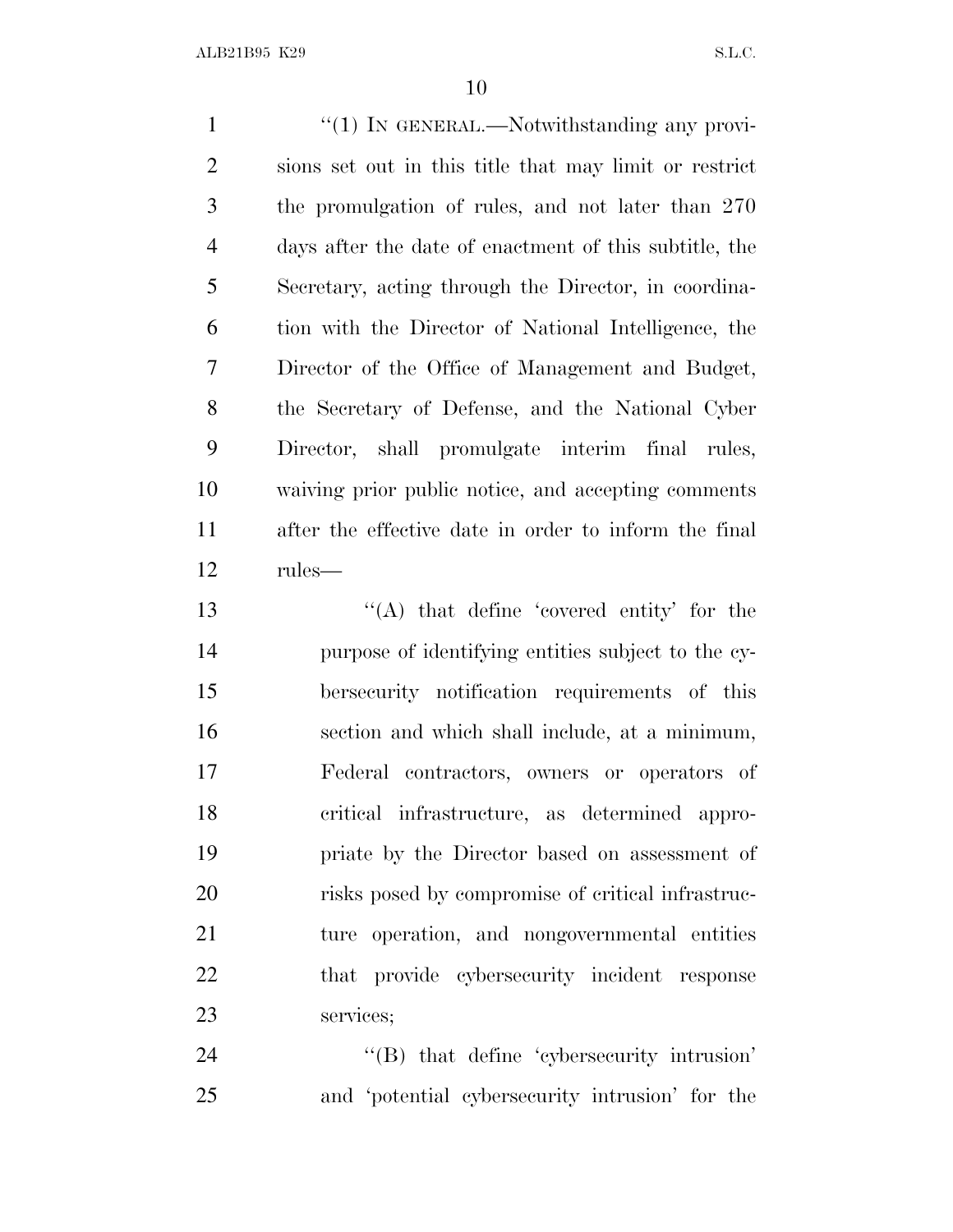"(1) IN GENERAL.—Notwithstanding any provisions set out in this title that may limit or restrict the promulgation of rules, and not later than 270 days after the date of enactment of this subtitle, the Secretary, acting through the Director, in coordination with the Director of National Intelligence, the Director of the Office of Management and Budget, the Secretary of Defense, and the National Cyber Director, shall promulgate interim final rules, waiving prior public notice, and accepting comments after the effective date in order to inform the final rules—

"(A) that define 'covered entity' for the purpose of identifying entities subject to the cybersecurity notification requirements of this section and which shall include, at a minimum, Federal contractors, owners or operators of critical infrastructure, as determined appropriate by the Director based on assessment of risks posed by compromise of critical infrastructure operation, and nongovernmental entities that provide cybersecurity incident response services;

"(B) that define 'cybersecurity intrusion' and 'potential cybersecurity intrusion' for the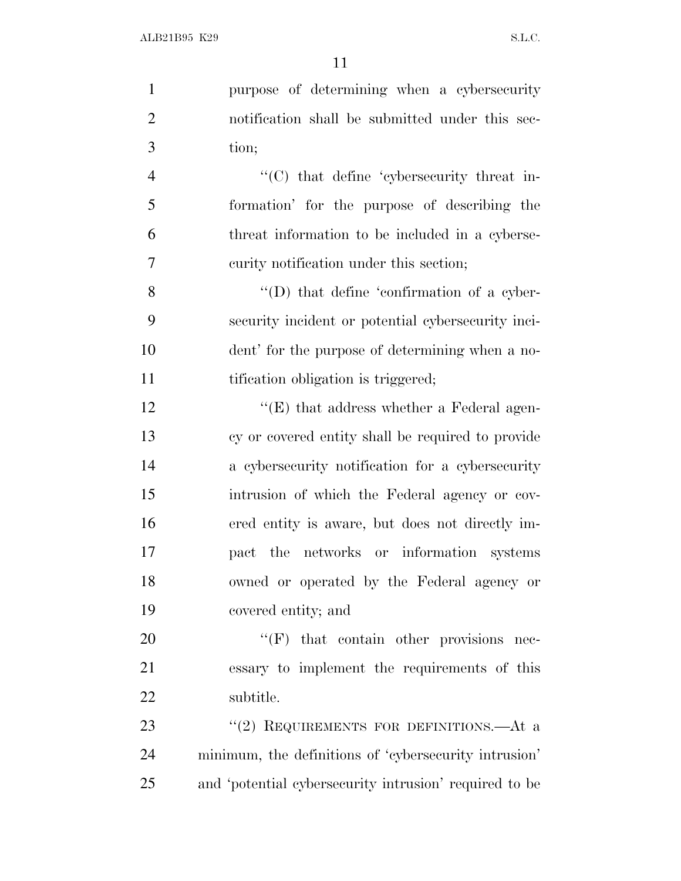purpose of determining when a cybersecurity notification shall be submitted under this section;

"(C) that define 'cybersecurity threat information' for the purpose of describing the threat information to be included in a cybersecurity notification under this section;

"(D) that define 'confirmation of a cybersecurity incident or potential cybersecurity incident' for the purpose of determining when a notification obligation is triggered;

"(E) that address whether a Federal agency or covered entity shall be required to provide a cybersecurity notification for a cybersecurity intrusion of which the Federal agency or covered entity is aware, but does not directly impact the networks or information systems owned or operated by the Federal agency or covered entity; and

"(F) that contain other provisions necessary to implement the requirements of this subtitle.

"(2) REQUIREMENTS FOR DEFINITIONS.—At a minimum, the definitions of 'cybersecurity intrusion' and 'potential cybersecurity intrusion' required to be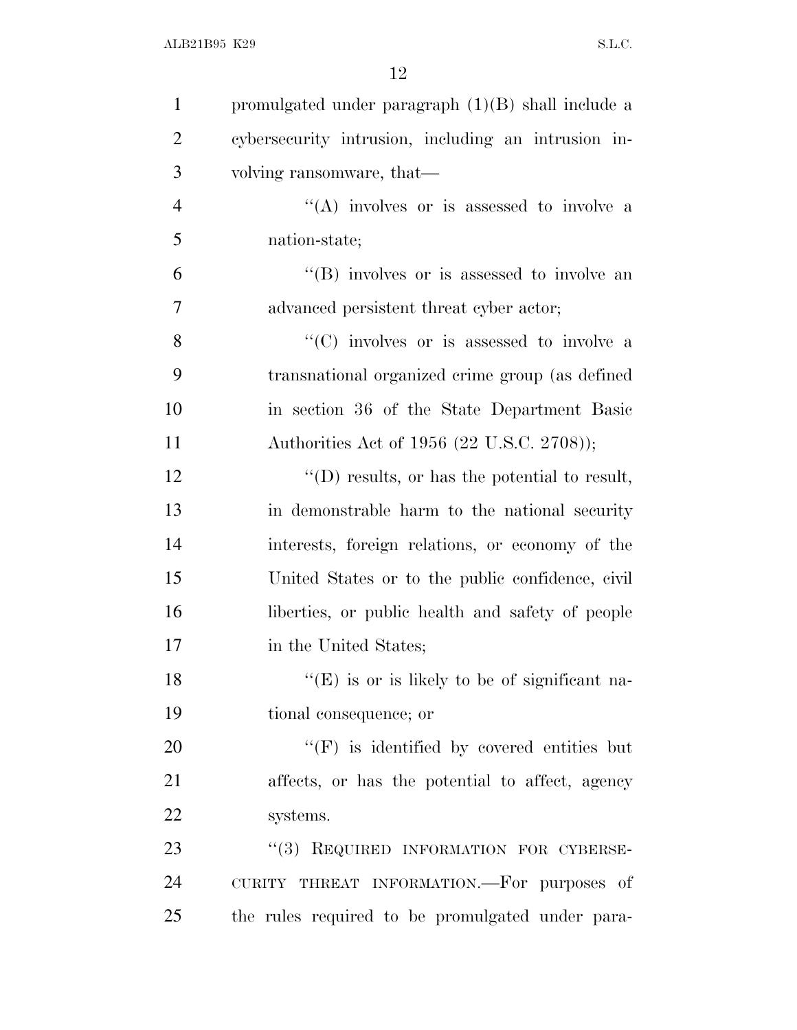promulgated under paragraph (1)(B) shall include a cybersecurity intrusion, including an intrusion involving ransomware, that—

"(A) involves or is assessed to involve a nation-state;

"(B) involves or is assessed to involve an advanced persistent threat cyber actor;

"(C) involves or is assessed to involve a transnational organized crime group (as defined in section 36 of the State Department Basic Authorities Act of 1956 (22 U.S.C. 2708));

"(D) results, or has the potential to result, in demonstrable harm to the national security interests, foreign relations, or economy of the United States or to the public confidence, civil liberties, or public health and safety of people in the United States;

"(E) is or is likely to be of significant national consequence; or

"(F) is identified by covered entities but affects, or has the potential to affect, agency systems.

"(3) REQUIRED INFORMATION FOR CYBERSECURITY THREAT INFORMATION.—For purposes of the rules required to be promulgated under para-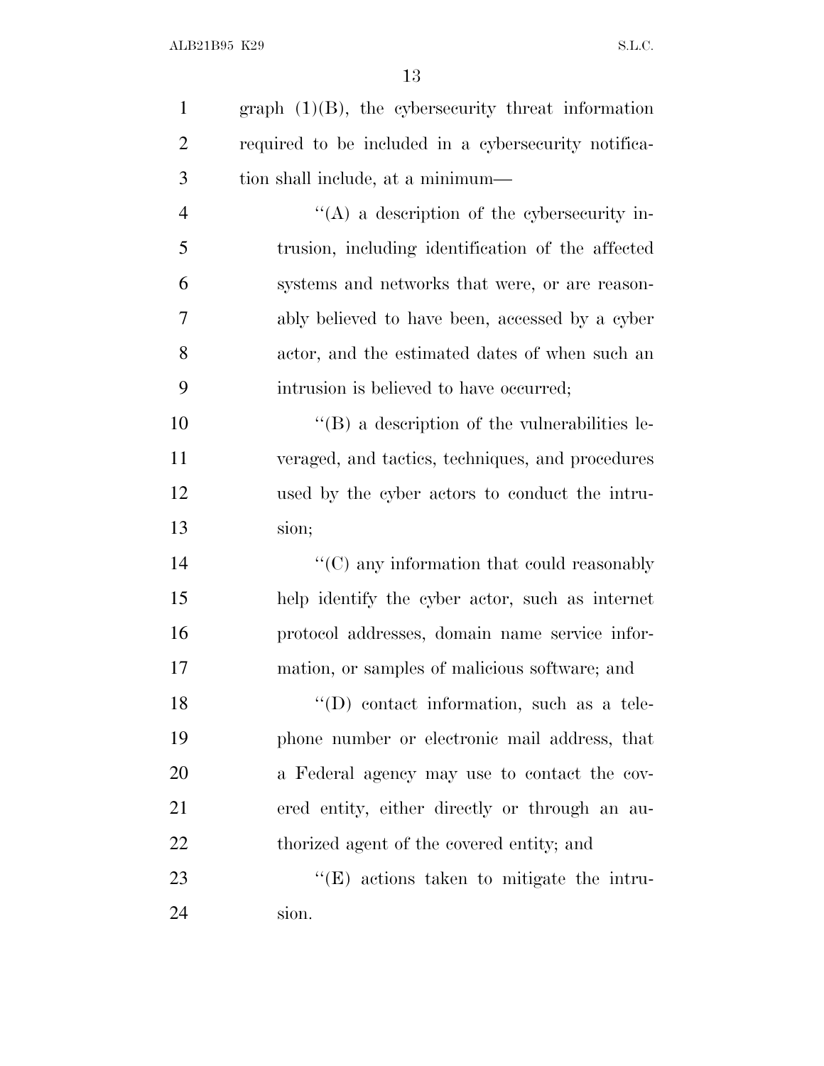graph (1)(B), the cybersecurity threat information required to be included in a cybersecurity notification shall include, at a minimum—

''(A) a description of the cybersecurity intrusion, including identification of the affected systems and networks that were, or are reasonably believed to have been, accessed by a cyber actor, and the estimated dates of when such an intrusion is believed to have occurred;

''(B) a description of the vulnerabilities leveraged, and tactics, techniques, and procedures used by the cyber actors to conduct the intrusion;

''(C) any information that could reasonably help identify the cyber actor, such as internet protocol addresses, domain name service information, or samples of malicious software; and

''(D) contact information, such as a telephone number or electronic mail address, that a Federal agency may use to contact the covered entity, either directly or through an authorized agent of the covered entity; and

''(E) actions taken to mitigate the intrusion.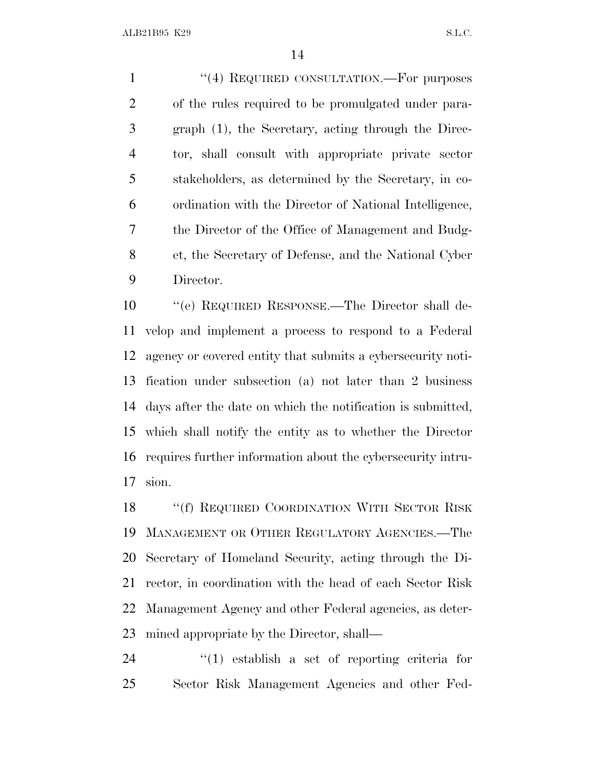''(4) REQUIRED CONSULTATION.—For purposes of the rules required to be promulgated under paragraph (1), the Secretary, acting through the Director, shall consult with appropriate private sector stakeholders, as determined by the Secretary, in coordination with the Director of National Intelligence, the Director of the Office of Management and Budget, the Secretary of Defense, and the National Cyber Director.

''(e) REQUIRED RESPONSE.—The Director shall develop and implement a process to respond to a Federal agency or covered entity that submits a cybersecurity notification under subsection (a) not later than 2 business days after the date on which the notification is submitted, which shall notify the entity as to whether the Director requires further information about the cybersecurity intrusion.

''(f) REQUIRED COORDINATION WITH SECTOR RISK MANAGEMENT OR OTHER REGULATORY AGENCIES.—The Secretary of Homeland Security, acting through the Director, in coordination with the head of each Sector Risk Management Agency and other Federal agencies, as determined appropriate by the Director, shall—

''(1) establish a set of reporting criteria for Sector Risk Management Agencies and other Fed-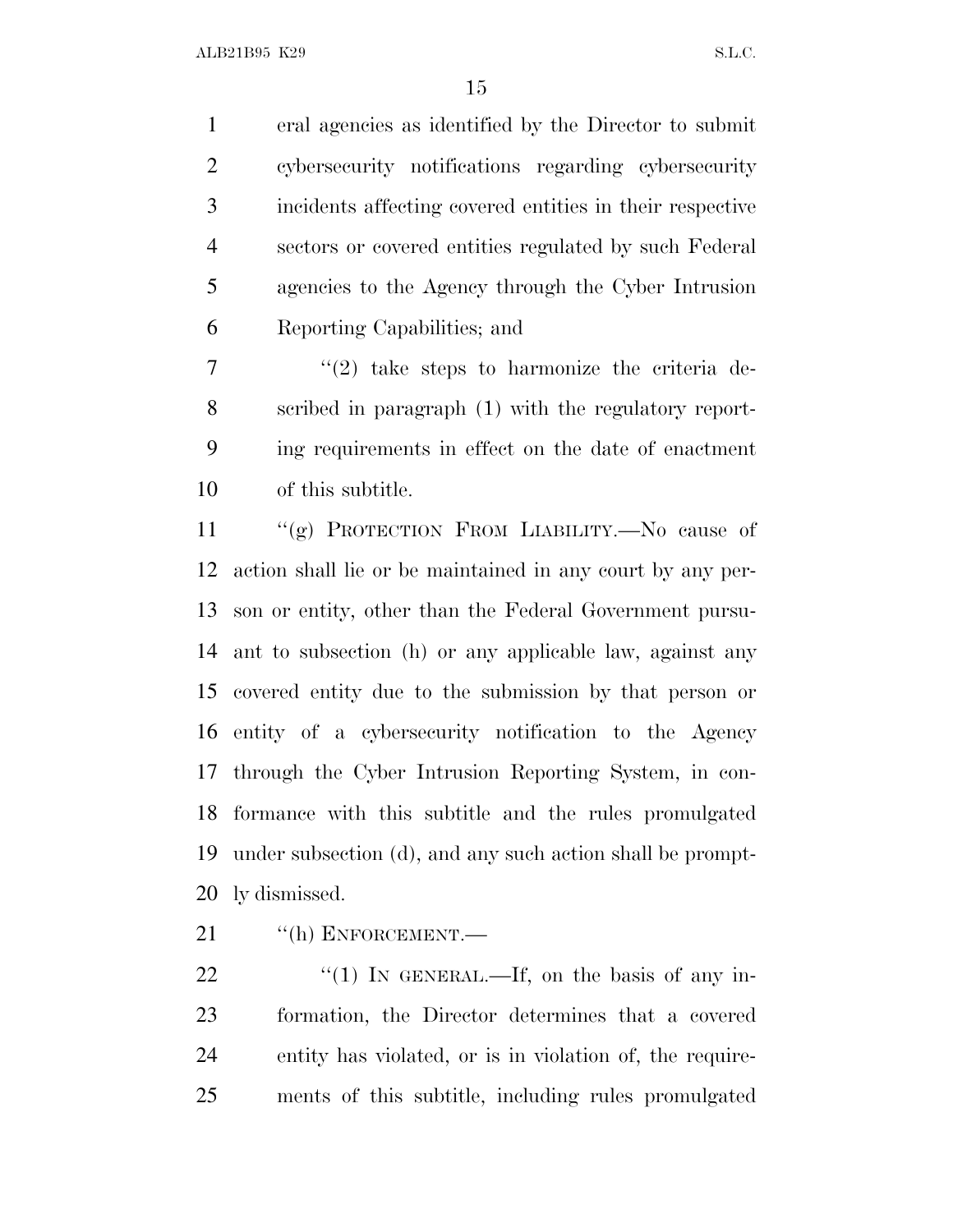eral agencies as identified by the Director to submit cybersecurity notifications regarding cybersecurity incidents affecting covered entities in their respective sectors or covered entities regulated by such Federal agencies to the Agency through the Cyber Intrusion Reporting Capabilities; and

"(2) take steps to harmonize the criteria described in paragraph (1) with the regulatory reporting requirements in effect on the date of enactment of this subtitle.

"(g) PROTECTION FROM LIABILITY.—No cause of action shall lie or be maintained in any court by any person or entity, other than the Federal Government pursuant to subsection (h) or any applicable law, against any covered entity due to the submission by that person or entity of a cybersecurity notification to the Agency through the Cyber Intrusion Reporting System, in conformance with this subtitle and the rules promulgated under subsection (d), and any such action shall be promptly dismissed.

"(h) ENFORCEMENT.—

"(1) IN GENERAL.—If, on the basis of any information, the Director determines that a covered entity has violated, or is in violation of, the requirements of this subtitle, including rules promulgated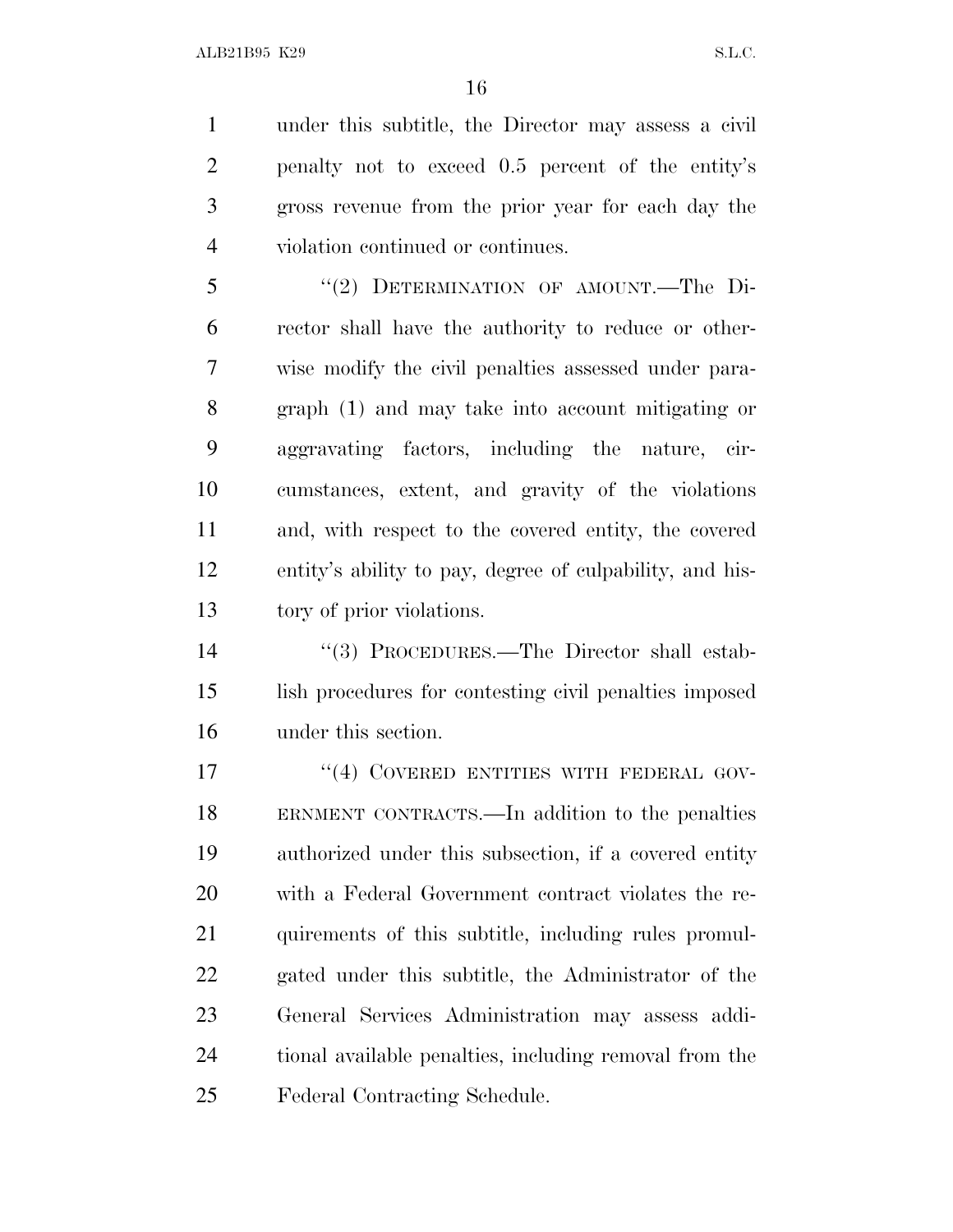under this subtitle, the Director may assess a civil penalty not to exceed 0.5 percent of the entity's gross revenue from the prior year for each day the violation continued or continues.

"(2) DETERMINATION OF AMOUNT.—The Director shall have the authority to reduce or otherwise modify the civil penalties assessed under paragraph (1) and may take into account mitigating or aggravating factors, including the nature, circumstances, extent, and gravity of the violations and, with respect to the covered entity, the covered entity's ability to pay, degree of culpability, and history of prior violations.

"(3) PROCEDURES.—The Director shall establish procedures for contesting civil penalties imposed under this section.

"(4) COVERED ENTITIES WITH FEDERAL GOVERNMENT CONTRACTS.—In addition to the penalties authorized under this subsection, if a covered entity with a Federal Government contract violates the requirements of this subtitle, including rules promulgated under this subtitle, the Administrator of the General Services Administration may assess additional available penalties, including removal from the Federal Contracting Schedule.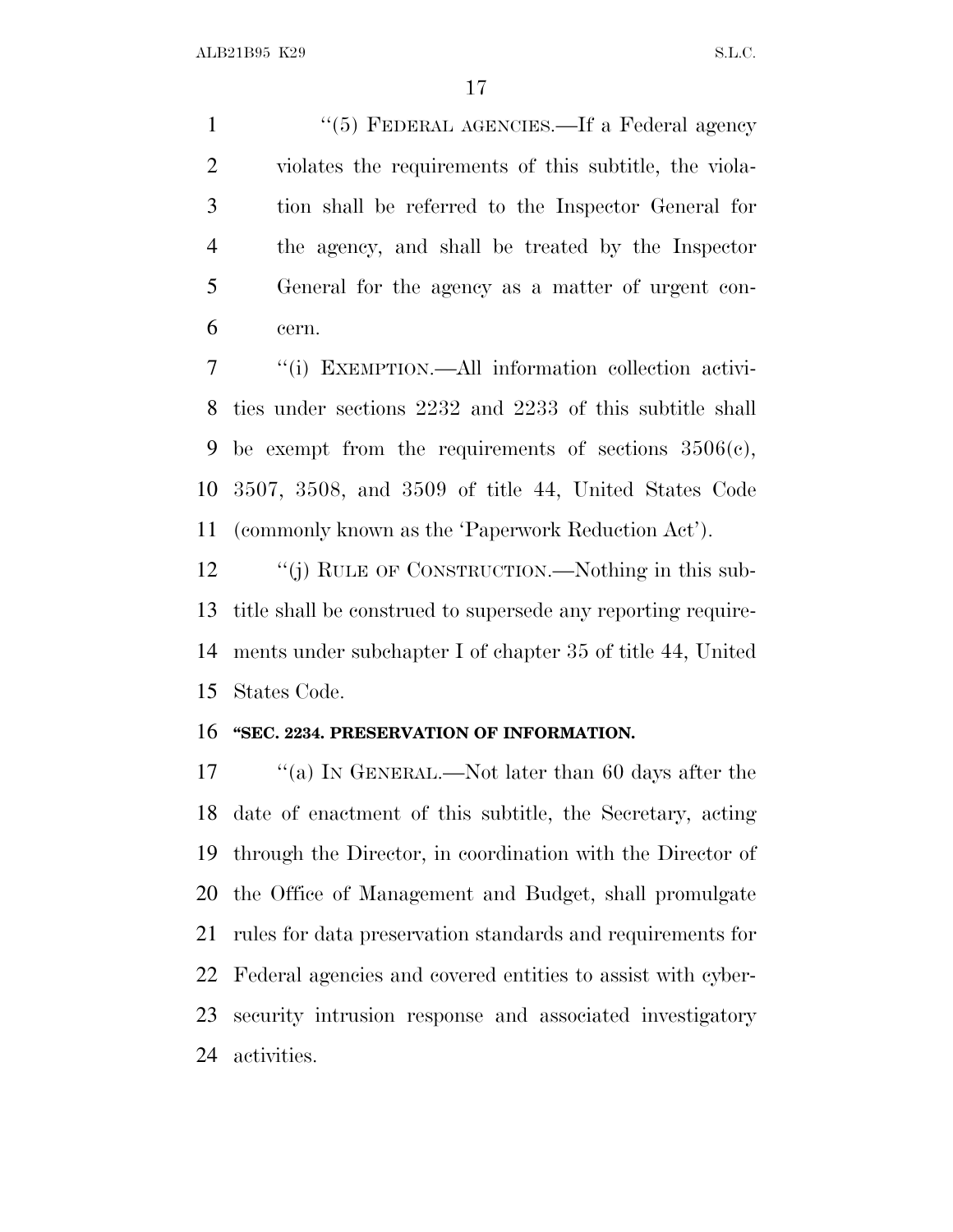"(5) FEDERAL AGENCIES.—If a Federal agency violates the requirements of this subtitle, the violation shall be referred to the Inspector General for the agency, and shall be treated by the Inspector General for the agency as a matter of urgent concern.

"(i) EXEMPTION.—All information collection activities under sections 2232 and 2233 of this subtitle shall be exempt from the requirements of sections 3506(c), 3507, 3508, and 3509 of title 44, United States Code (commonly known as the 'Paperwork Reduction Act').

"(j) RULE OF CONSTRUCTION.—Nothing in this subtitle shall be construed to supersede any reporting requirements under subchapter I of chapter 35 of title 44, United States Code.

**"SEC. 2234. PRESERVATION OF INFORMATION.**

"(a) IN GENERAL.—Not later than 60 days after the date of enactment of this subtitle, the Secretary, acting through the Director, in coordination with the Director of the Office of Management and Budget, shall promulgate rules for data preservation standards and requirements for Federal agencies and covered entities to assist with cybersecurity intrusion response and associated investigatory activities.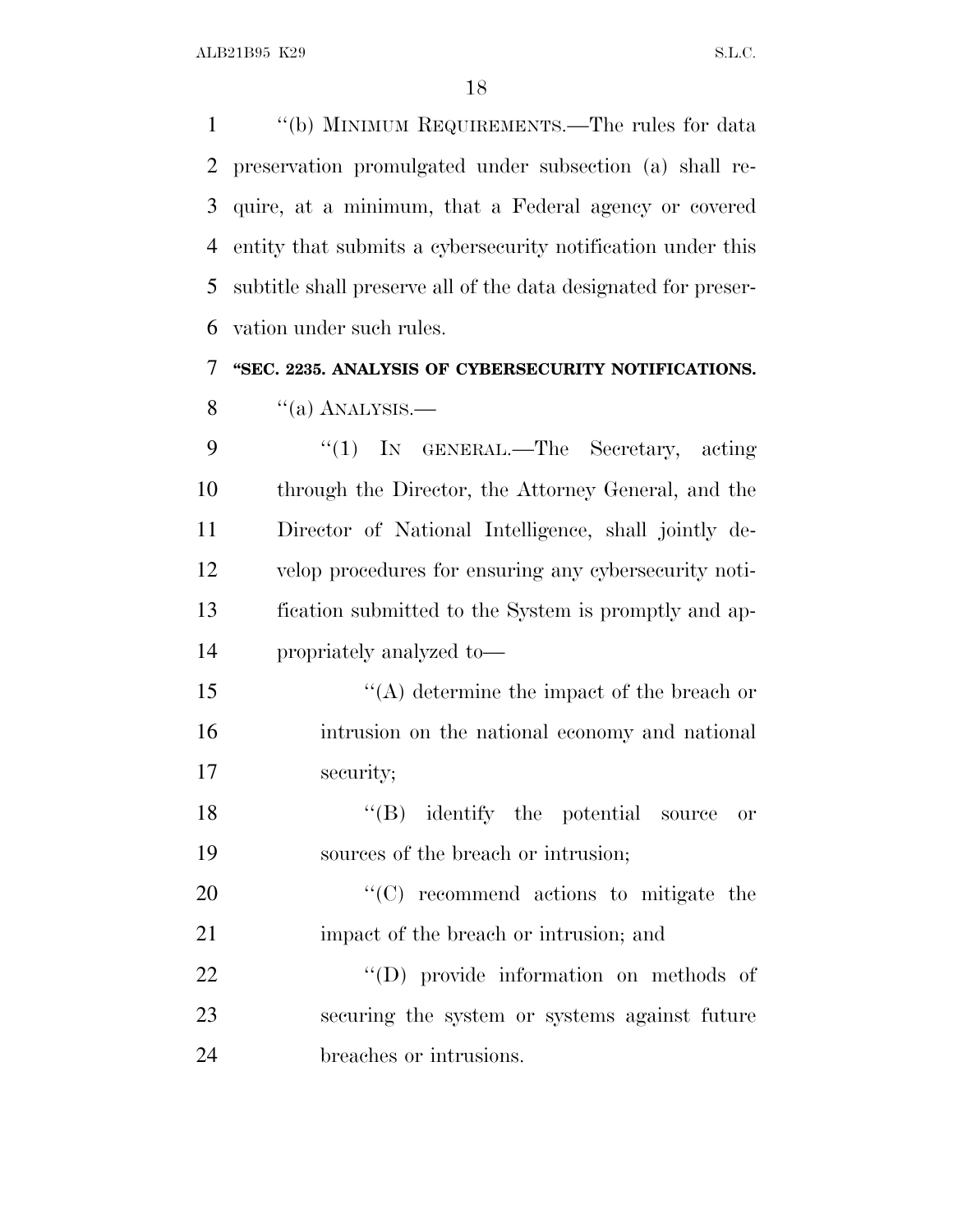''(b) MINIMUM REQUIREMENTS.—The rules for data preservation promulgated under subsection (a) shall require, at a minimum, that a Federal agency or covered entity that submits a cybersecurity notification under this subtitle shall preserve all of the data designated for preservation under such rules.

**''SEC. 2235. ANALYSIS OF CYBERSECURITY NOTIFICATIONS.**

''(a) ANALYSIS.—

''(1) IN GENERAL.—The Secretary, acting through the Director, the Attorney General, and the Director of National Intelligence, shall jointly develop procedures for ensuring any cybersecurity notification submitted to the System is promptly and appropriately analyzed to—

''(A) determine the impact of the breach or intrusion on the national economy and national security;

''(B) identify the potential source or sources of the breach or intrusion;

''(C) recommend actions to mitigate the impact of the breach or intrusion; and

''(D) provide information on methods of securing the system or systems against future breaches or intrusions.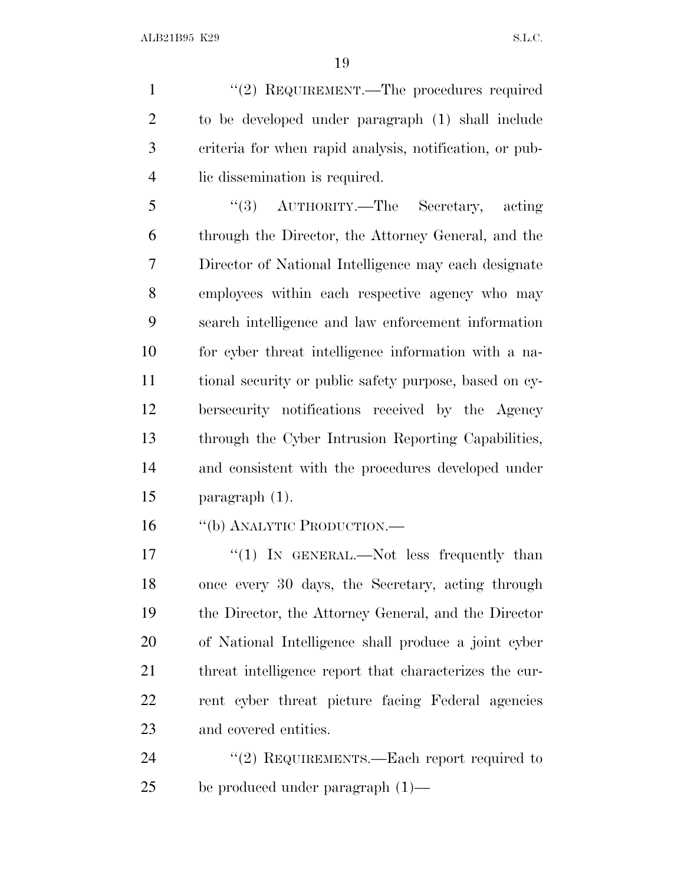"(2) REQUIREMENT.—The procedures required to be developed under paragraph (1) shall include criteria for when rapid analysis, notification, or public dissemination is required.

"(3) AUTHORITY.—The Secretary, acting through the Director, the Attorney General, and the Director of National Intelligence may each designate employees within each respective agency who may search intelligence and law enforcement information for cyber threat intelligence information with a national security or public safety purpose, based on cybersecurity notifications received by the Agency through the Cyber Intrusion Reporting Capabilities, and consistent with the procedures developed under paragraph (1).

"(b) ANALYTIC PRODUCTION.—

"(1) IN GENERAL.—Not less frequently than once every 30 days, the Secretary, acting through the Director, the Attorney General, and the Director of National Intelligence shall produce a joint cyber threat intelligence report that characterizes the current cyber threat picture facing Federal agencies and covered entities.

"(2) REQUIREMENTS.—Each report required to be produced under paragraph (1)—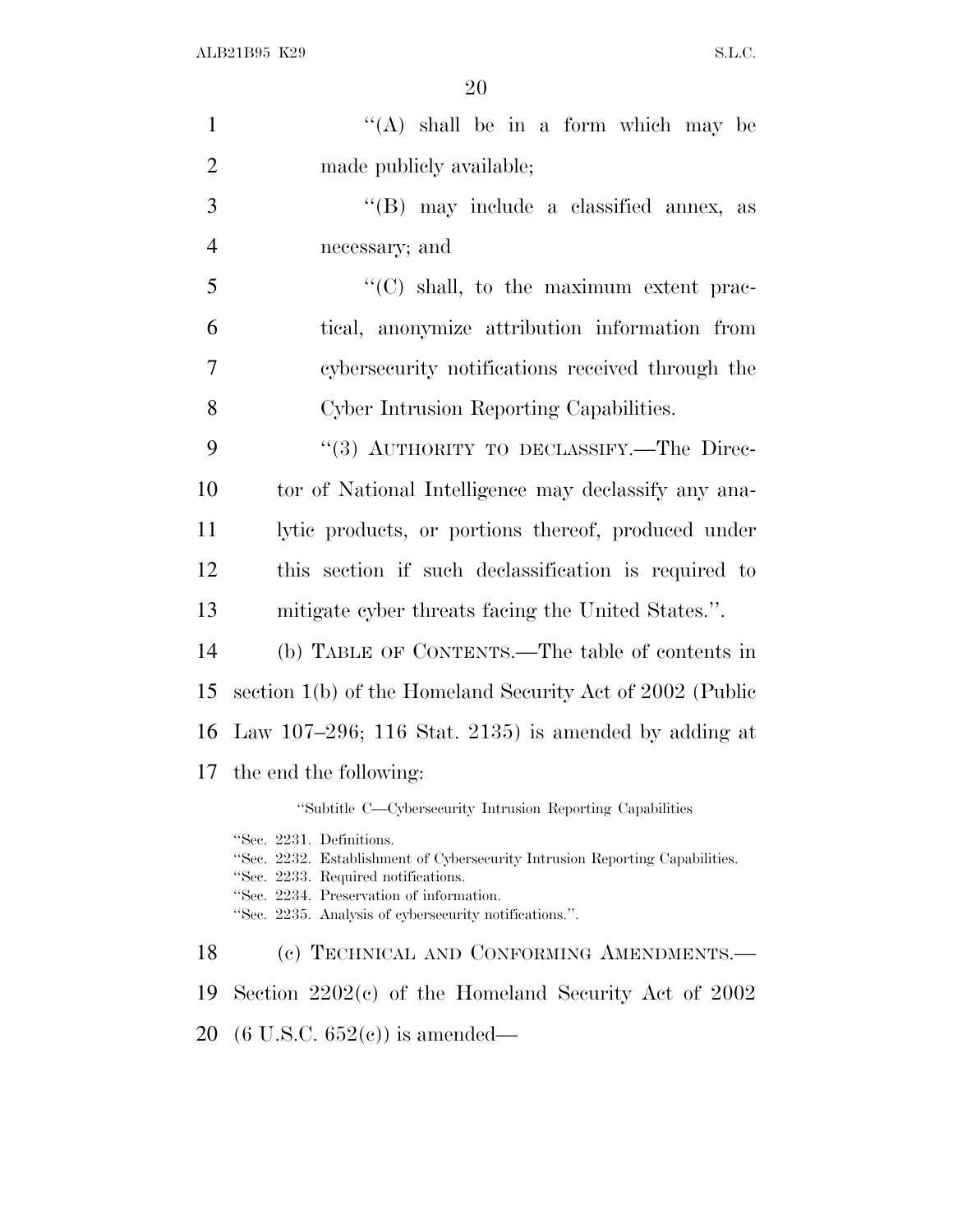"(A) shall be in a form which may be made publicly available;

"(B) may include a classified annex, as necessary; and

"(C) shall, to the maximum extent practical, anonymize attribution information from cybersecurity notifications received through the Cyber Intrusion Reporting Capabilities.

"(3) AUTHORITY TO DECLASSIFY.—The Director of National Intelligence may declassify any analytic products, or portions thereof, produced under this section if such declassification is required to mitigate cyber threats facing the United States.".

(b) TABLE OF CONTENTS.—The table of contents in section 1(b) of the Homeland Security Act of 2002 (Public Law 107–296; 116 Stat. 2135) is amended by adding at the end the following:

"Subtitle C—Cybersecurity Intrusion Reporting Capabilities

"Sec. 2231. Definitions.
"Sec. 2232. Establishment of Cybersecurity Intrusion Reporting Capabilities.
"Sec. 2233. Required notifications.
"Sec. 2234. Preservation of information.
"Sec. 2235. Analysis of cybersecurity notifications.".

(c) TECHNICAL AND CONFORMING AMENDMENTS.—Section 2202(c) of the Homeland Security Act of 2002 (6 U.S.C. 652(c)) is amended—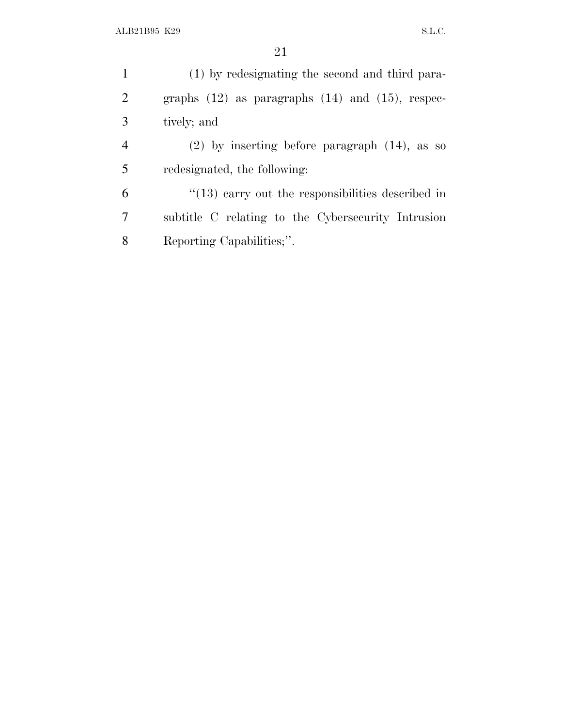(1) by redesignating the second and third paragraphs (12) as paragraphs (14) and (15), respectively; and

(2) by inserting before paragraph (14), as so redesignated, the following:

''(13) carry out the responsibilities described in subtitle C relating to the Cybersecurity Intrusion Reporting Capabilities;''.